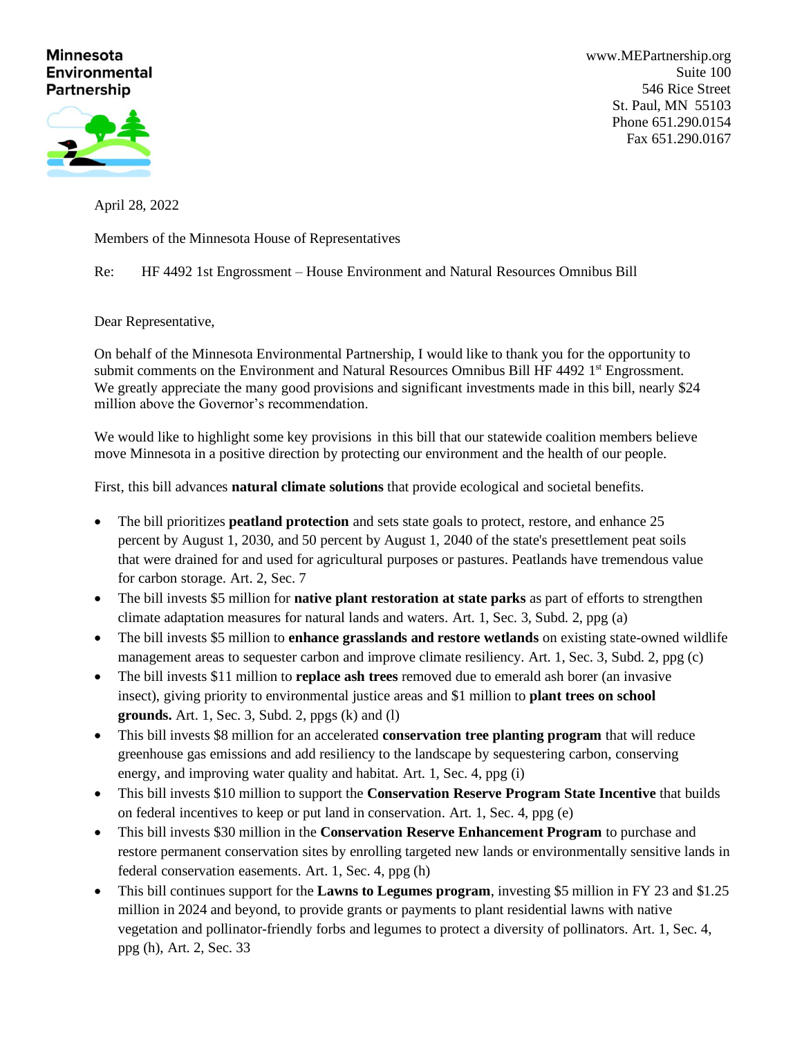**Minnesota Environmental Partnership**

www.MEPartnership.org
Suite 100
546 Rice Street
St. Paul, MN 55103
Phone 651.290.0154
Fax 651.290.0167

April 28, 2022

Members of the Minnesota House of Representatives

Re: HF 4492 1st Engrossment – House Environment and Natural Resources Omnibus Bill

Dear Representative,

On behalf of the Minnesota Environmental Partnership, I would like to thank you for the opportunity to submit comments on the Environment and Natural Resources Omnibus Bill HF 4492 1st Engrossment. We greatly appreciate the many good provisions and significant investments made in this bill, nearly $24 million above the Governor's recommendation.

We would like to highlight some key provisions in this bill that our statewide coalition members believe move Minnesota in a positive direction by protecting our environment and the health of our people.

First, this bill advances **natural climate solutions** that provide ecological and societal benefits.

- The bill prioritizes **peatland protection** and sets state goals to protect, restore, and enhance 25 percent by August 1, 2030, and 50 percent by August 1, 2040 of the state's presettlement peat soils that were drained for and used for agricultural purposes or pastures. Peatlands have tremendous value for carbon storage. Art. 2, Sec. 7
- The bill invests $5 million for **native plant restoration at state parks** as part of efforts to strengthen climate adaptation measures for natural lands and waters. Art. 1, Sec. 3, Subd. 2, ppg (a)
- The bill invests $5 million to **enhance grasslands and restore wetlands** on existing state-owned wildlife management areas to sequester carbon and improve climate resiliency. Art. 1, Sec. 3, Subd. 2, ppg (c)
- The bill invests $11 million to **replace ash trees** removed due to emerald ash borer (an invasive insect), giving priority to environmental justice areas and $1 million to **plant trees on school grounds.** Art. 1, Sec. 3, Subd. 2, ppgs (k) and (l)
- This bill invests $8 million for an accelerated **conservation tree planting program** that will reduce greenhouse gas emissions and add resiliency to the landscape by sequestering carbon, conserving energy, and improving water quality and habitat. Art. 1, Sec. 4, ppg (i)
- This bill invests $10 million to support the **Conservation Reserve Program State Incentive** that builds on federal incentives to keep or put land in conservation. Art. 1, Sec. 4, ppg (e)
- This bill invests $30 million in the **Conservation Reserve Enhancement Program** to purchase and restore permanent conservation sites by enrolling targeted new lands or environmentally sensitive lands in federal conservation easements. Art. 1, Sec. 4, ppg (h)
- This bill continues support for the **Lawns to Legumes program**, investing $5 million in FY 23 and $1.25 million in 2024 and beyond, to provide grants or payments to plant residential lawns with native vegetation and pollinator-friendly forbs and legumes to protect a diversity of pollinators. Art. 1, Sec. 4, ppg (h), Art. 2, Sec. 33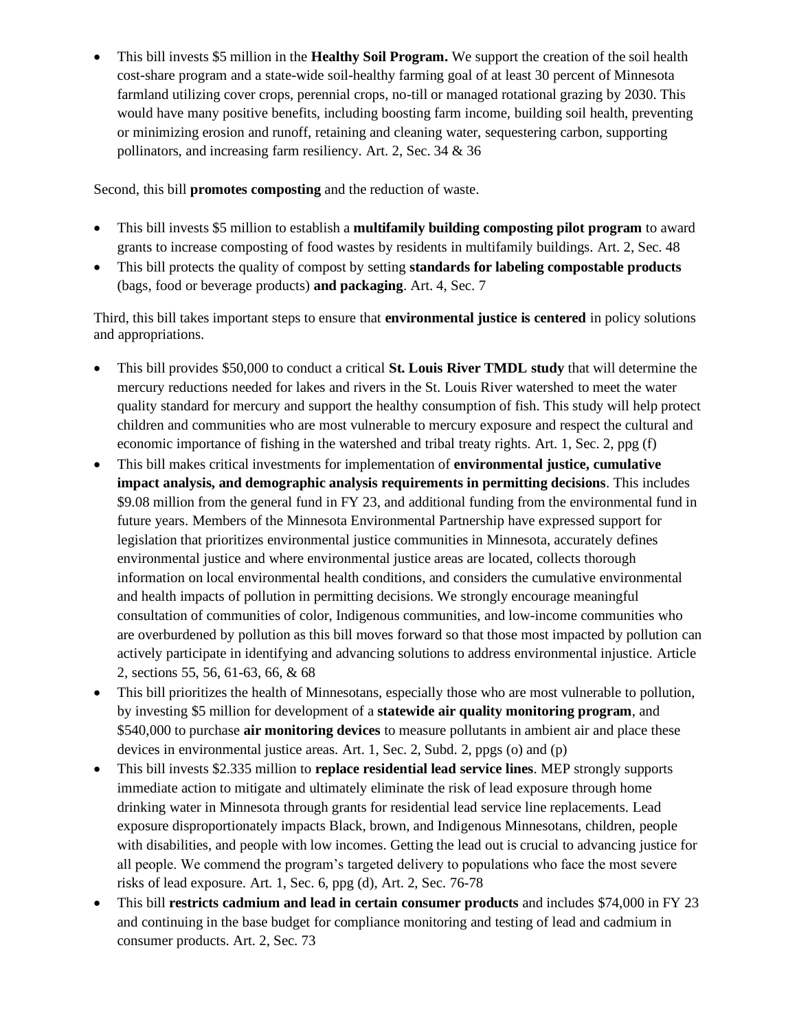- This bill invests $5 million in the **Healthy Soil Program.** We support the creation of the soil health cost-share program and a state-wide soil-healthy farming goal of at least 30 percent of Minnesota farmland utilizing cover crops, perennial crops, no-till or managed rotational grazing by 2030. This would have many positive benefits, including boosting farm income, building soil health, preventing or minimizing erosion and runoff, retaining and cleaning water, sequestering carbon, supporting pollinators, and increasing farm resiliency. Art. 2, Sec. 34 & 36

Second, this bill **promotes composting** and the reduction of waste.

- This bill invests $5 million to establish a **multifamily building composting pilot program** to award grants to increase composting of food wastes by residents in multifamily buildings. Art. 2, Sec. 48
- This bill protects the quality of compost by setting **standards for labeling compostable products** (bags, food or beverage products) **and packaging**. Art. 4, Sec. 7

Third, this bill takes important steps to ensure that **environmental justice is centered** in policy solutions and appropriations.

- This bill provides $50,000 to conduct a critical **St. Louis River TMDL study** that will determine the mercury reductions needed for lakes and rivers in the St. Louis River watershed to meet the water quality standard for mercury and support the healthy consumption of fish. This study will help protect children and communities who are most vulnerable to mercury exposure and respect the cultural and economic importance of fishing in the watershed and tribal treaty rights. Art. 1, Sec. 2, ppg (f)
- This bill makes critical investments for implementation of **environmental justice, cumulative impact analysis, and demographic analysis requirements in permitting decisions**. This includes $9.08 million from the general fund in FY 23, and additional funding from the environmental fund in future years. Members of the Minnesota Environmental Partnership have expressed support for legislation that prioritizes environmental justice communities in Minnesota, accurately defines environmental justice and where environmental justice areas are located, collects thorough information on local environmental health conditions, and considers the cumulative environmental and health impacts of pollution in permitting decisions. We strongly encourage meaningful consultation of communities of color, Indigenous communities, and low-income communities who are overburdened by pollution as this bill moves forward so that those most impacted by pollution can actively participate in identifying and advancing solutions to address environmental injustice. Article 2, sections 55, 56, 61-63, 66, & 68
- This bill prioritizes the health of Minnesotans, especially those who are most vulnerable to pollution, by investing $5 million for development of a **statewide air quality monitoring program**, and $540,000 to purchase **air monitoring devices** to measure pollutants in ambient air and place these devices in environmental justice areas. Art. 1, Sec. 2, Subd. 2, ppgs (o) and (p)
- This bill invests $2.335 million to **replace residential lead service lines**. MEP strongly supports immediate action to mitigate and ultimately eliminate the risk of lead exposure through home drinking water in Minnesota through grants for residential lead service line replacements. Lead exposure disproportionately impacts Black, brown, and Indigenous Minnesotans, children, people with disabilities, and people with low incomes. Getting the lead out is crucial to advancing justice for all people. We commend the program's targeted delivery to populations who face the most severe risks of lead exposure. Art. 1, Sec. 6, ppg (d), Art. 2, Sec. 76-78
- This bill **restricts cadmium and lead in certain consumer products** and includes $74,000 in FY 23 and continuing in the base budget for compliance monitoring and testing of lead and cadmium in consumer products. Art. 2, Sec. 73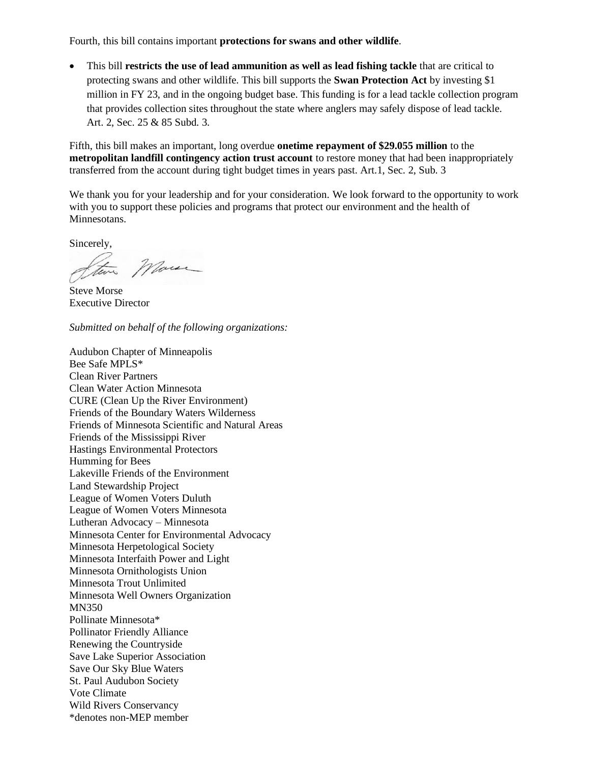Fourth, this bill contains important **protections for swans and other wildlife**.

- This bill **restricts the use of lead ammunition as well as lead fishing tackle** that are critical to protecting swans and other wildlife. This bill supports the **Swan Protection Act** by investing $1 million in FY 23, and in the ongoing budget base. This funding is for a lead tackle collection program that provides collection sites throughout the state where anglers may safely dispose of lead tackle. Art. 2, Sec. 25 & 85 Subd. 3.

Fifth, this bill makes an important, long overdue **onetime repayment of $29.055 million** to the **metropolitan landfill contingency action trust account** to restore money that had been inappropriately transferred from the account during tight budget times in years past. Art.1, Sec. 2, Sub. 3

We thank you for your leadership and for your consideration. We look forward to the opportunity to work with you to support these policies and programs that protect our environment and the health of Minnesotans.

Sincerely,

Steve Morse
Executive Director

*Submitted on behalf of the following organizations:*

Audubon Chapter of Minneapolis
Bee Safe MPLS*
Clean River Partners
Clean Water Action Minnesota
CURE (Clean Up the River Environment)
Friends of the Boundary Waters Wilderness
Friends of Minnesota Scientific and Natural Areas
Friends of the Mississippi River
Hastings Environmental Protectors
Humming for Bees
Lakeville Friends of the Environment
Land Stewardship Project
League of Women Voters Duluth
League of Women Voters Minnesota
Lutheran Advocacy – Minnesota
Minnesota Center for Environmental Advocacy
Minnesota Herpetological Society
Minnesota Interfaith Power and Light
Minnesota Ornithologists Union
Minnesota Trout Unlimited
Minnesota Well Owners Organization
MN350
Pollinate Minnesota*
Pollinator Friendly Alliance
Renewing the Countryside
Save Lake Superior Association
Save Our Sky Blue Waters
St. Paul Audubon Society
Vote Climate
Wild Rivers Conservancy
*denotes non-MEP member